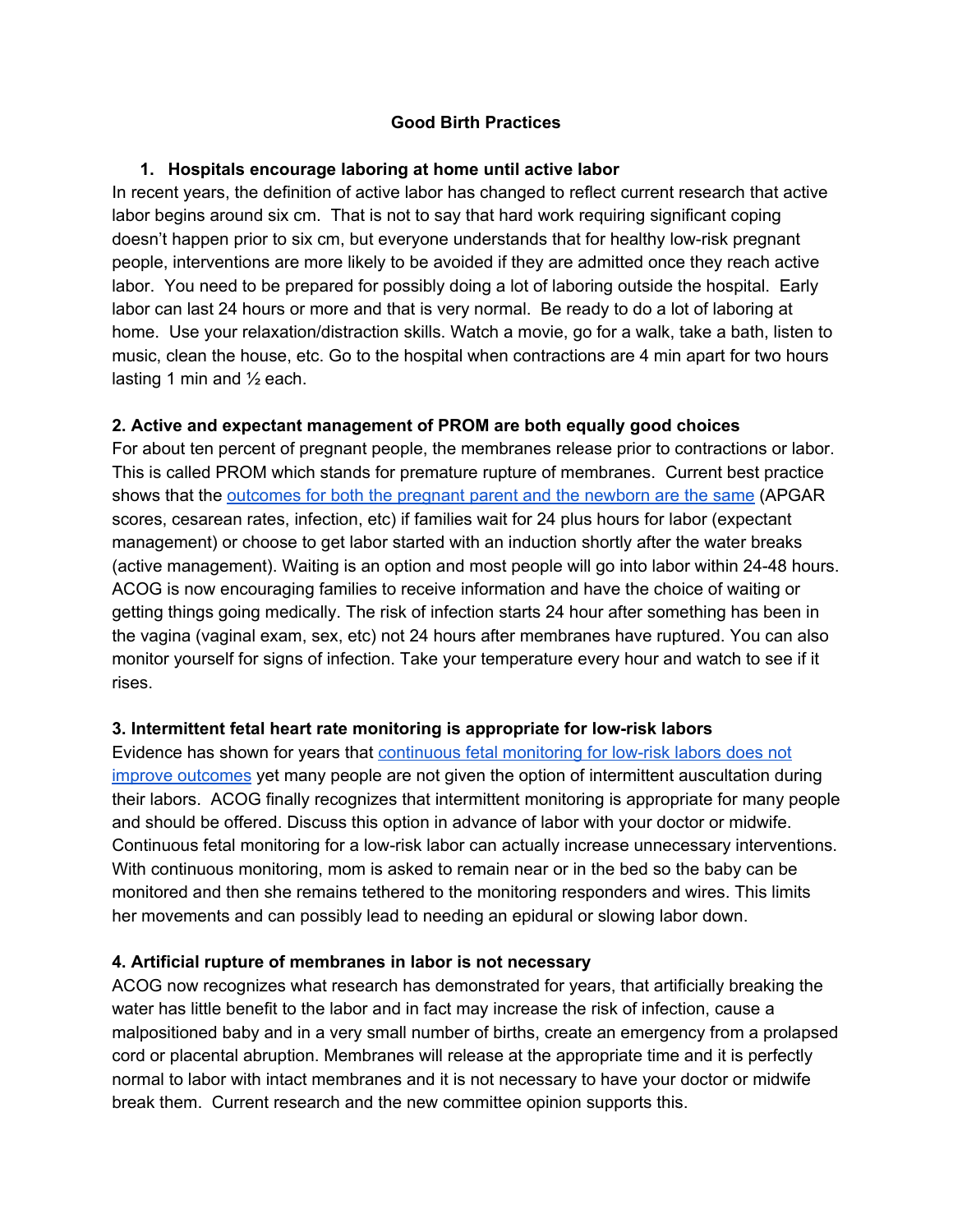# Good Birth Practices

**1. Hospitals encourage laboring at home until active labor**

In recent years, the definition of active labor has changed to reflect current research that active labor begins around six cm. That is not to say that hard work requiring significant coping doesn't happen prior to six cm, but everyone understands that for healthy low-risk pregnant people, interventions are more likely to be avoided if they are admitted once they reach active labor. You need to be prepared for possibly doing a lot of laboring outside the hospital. Early labor can last 24 hours or more and that is very normal. Be ready to do a lot of laboring at home. Use your relaxation/distraction skills. Watch a movie, go for a walk, take a bath, listen to music, clean the house, etc. Go to the hospital when contractions are 4 min apart for two hours lasting 1 min and ½ each.

**2. Active and expectant management of PROM are both equally good choices**

For about ten percent of pregnant people, the membranes release prior to contractions or labor. This is called PROM which stands for premature rupture of membranes. Current best practice shows that the outcomes for both the pregnant parent and the newborn are the same (APGAR scores, cesarean rates, infection, etc) if families wait for 24 plus hours for labor (expectant management) or choose to get labor started with an induction shortly after the water breaks (active management). Waiting is an option and most people will go into labor within 24-48 hours. ACOG is now encouraging families to receive information and have the choice of waiting or getting things going medically. The risk of infection starts 24 hour after something has been in the vagina (vaginal exam, sex, etc) not 24 hours after membranes have ruptured. You can also monitor yourself for signs of infection. Take your temperature every hour and watch to see if it rises.

**3. Intermittent fetal heart rate monitoring is appropriate for low-risk labors**

Evidence has shown for years that continuous fetal monitoring for low-risk labors does not improve outcomes yet many people are not given the option of intermittent auscultation during their labors. ACOG finally recognizes that intermittent monitoring is appropriate for many people and should be offered. Discuss this option in advance of labor with your doctor or midwife. Continuous fetal monitoring for a low-risk labor can actually increase unnecessary interventions. With continuous monitoring, mom is asked to remain near or in the bed so the baby can be monitored and then she remains tethered to the monitoring responders and wires. This limits her movements and can possibly lead to needing an epidural or slowing labor down.

**4. Artificial rupture of membranes in labor is not necessary**

ACOG now recognizes what research has demonstrated for years, that artificially breaking the water has little benefit to the labor and in fact may increase the risk of infection, cause a malpositioned baby and in a very small number of births, create an emergency from a prolapsed cord or placental abruption. Membranes will release at the appropriate time and it is perfectly normal to labor with intact membranes and it is not necessary to have your doctor or midwife break them. Current research and the new committee opinion supports this.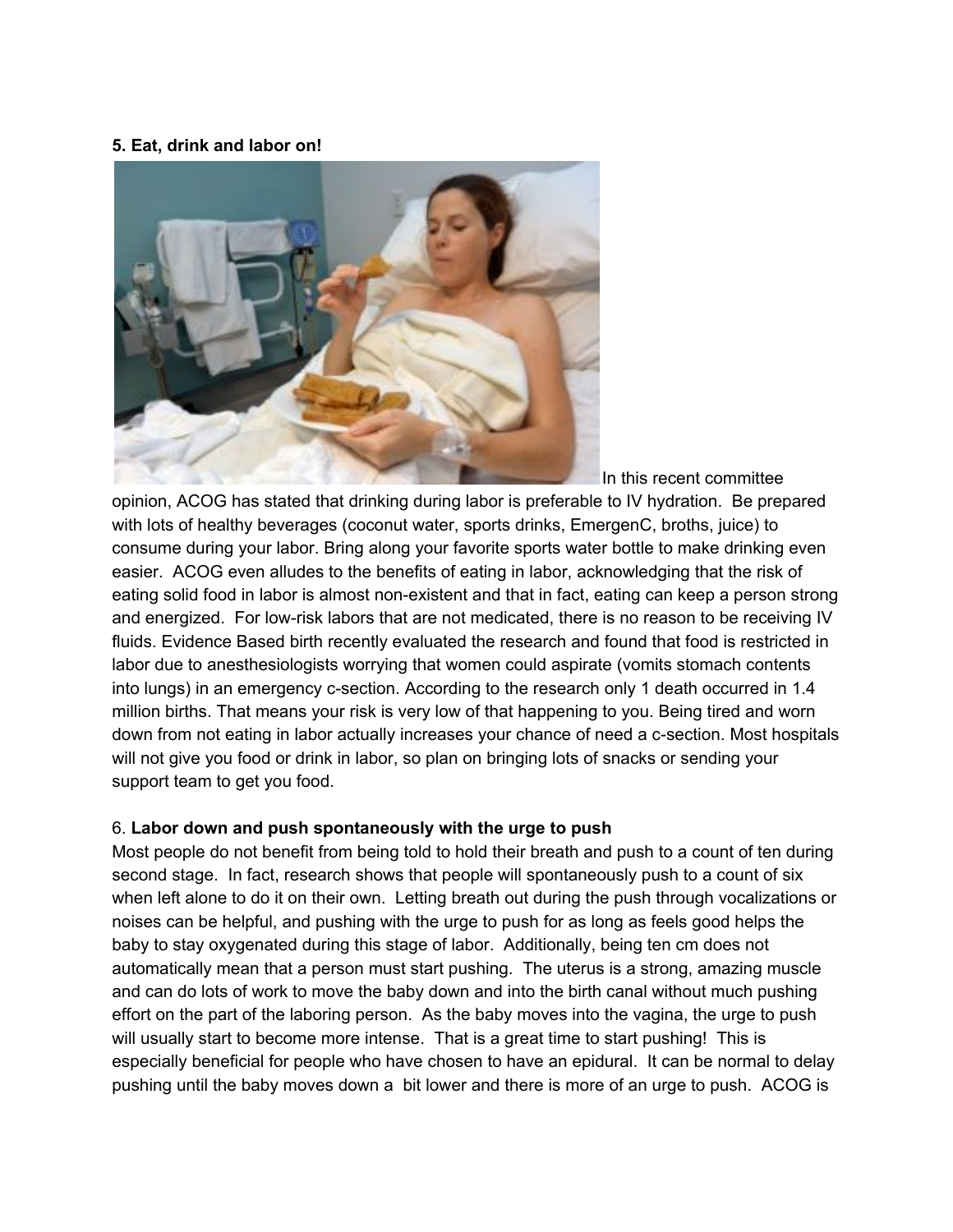**5. Eat, drink and labor on!**

In this recent committee opinion, ACOG has stated that drinking during labor is preferable to IV hydration. Be prepared with lots of healthy beverages (coconut water, sports drinks, EmergenC, broths, juice) to consume during your labor. Bring along your favorite sports water bottle to make drinking even easier. ACOG even alludes to the benefits of eating in labor, acknowledging that the risk of eating solid food in labor is almost non-existent and that in fact, eating can keep a person strong and energized. For low-risk labors that are not medicated, there is no reason to be receiving IV fluids. Evidence Based birth recently evaluated the research and found that food is restricted in labor due to anesthesiologists worrying that women could aspirate (vomits stomach contents into lungs) in an emergency c-section. According to the research only 1 death occurred in 1.4 million births. That means your risk is very low of that happening to you. Being tired and worn down from not eating in labor actually increases your chance of need a c-section. Most hospitals will not give you food or drink in labor, so plan on bringing lots of snacks or sending your support team to get you food.

6. **Labor down and push spontaneously with the urge to push**

Most people do not benefit from being told to hold their breath and push to a count of ten during second stage. In fact, research shows that people will spontaneously push to a count of six when left alone to do it on their own. Letting breath out during the push through vocalizations or noises can be helpful, and pushing with the urge to push for as long as feels good helps the baby to stay oxygenated during this stage of labor. Additionally, being ten cm does not automatically mean that a person must start pushing. The uterus is a strong, amazing muscle and can do lots of work to move the baby down and into the birth canal without much pushing effort on the part of the laboring person. As the baby moves into the vagina, the urge to push will usually start to become more intense. That is a great time to start pushing! This is especially beneficial for people who have chosen to have an epidural. It can be normal to delay pushing until the baby moves down a bit lower and there is more of an urge to push. ACOG is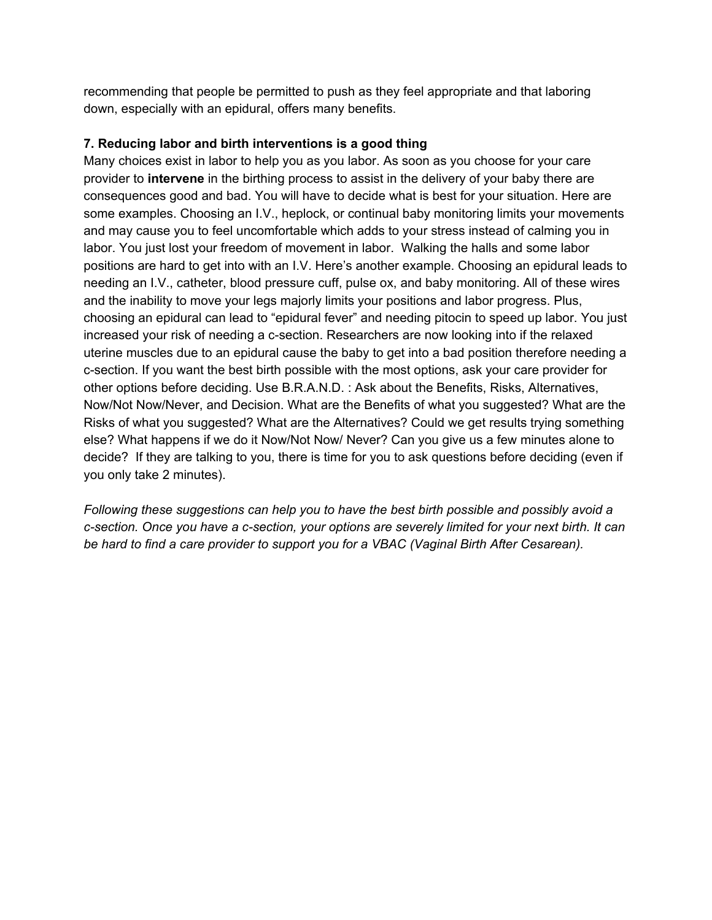recommending that people be permitted to push as they feel appropriate and that laboring down, especially with an epidural, offers many benefits.

**7. Reducing labor and birth interventions is a good thing**

Many choices exist in labor to help you as you labor. As soon as you choose for your care provider to **intervene** in the birthing process to assist in the delivery of your baby there are consequences good and bad. You will have to decide what is best for your situation. Here are some examples. Choosing an I.V., heplock, or continual baby monitoring limits your movements and may cause you to feel uncomfortable which adds to your stress instead of calming you in labor. You just lost your freedom of movement in labor. Walking the halls and some labor positions are hard to get into with an I.V. Here's another example. Choosing an epidural leads to needing an I.V., catheter, blood pressure cuff, pulse ox, and baby monitoring. All of these wires and the inability to move your legs majorly limits your positions and labor progress. Plus, choosing an epidural can lead to "epidural fever" and needing pitocin to speed up labor. You just increased your risk of needing a c-section. Researchers are now looking into if the relaxed uterine muscles due to an epidural cause the baby to get into a bad position therefore needing a c-section. If you want the best birth possible with the most options, ask your care provider for other options before deciding. Use B.R.A.N.D. : Ask about the Benefits, Risks, Alternatives, Now/Not Now/Never, and Decision. What are the Benefits of what you suggested? What are the Risks of what you suggested? What are the Alternatives? Could we get results trying something else? What happens if we do it Now/Not Now/ Never? Can you give us a few minutes alone to decide? If they are talking to you, there is time for you to ask questions before deciding (even if you only take 2 minutes).

*Following these suggestions can help you to have the best birth possible and possibly avoid a c-section. Once you have a c-section, your options are severely limited for your next birth. It can be hard to find a care provider to support you for a VBAC (Vaginal Birth After Cesarean).*